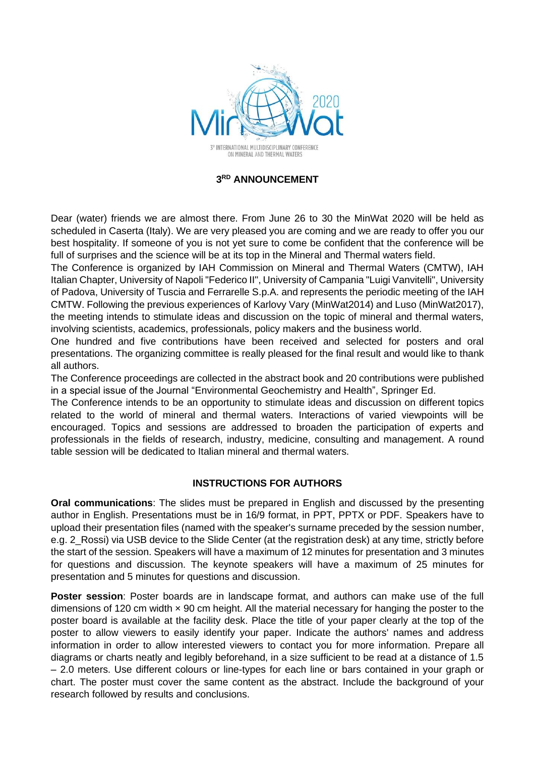3° INTERNATIONAL MULTIDISCIPLINARY CONFERENCE ON MINERAL AND THERMAL WATERS

## 3RD ANNOUNCEMENT

Dear (water) friends we are almost there. From June 26 to 30 the MinWat 2020 will be held as scheduled in Caserta (Italy). We are very pleased you are coming and we are ready to offer you our best hospitality. If someone of you is not yet sure to come be confident that the conference will be full of surprises and the science will be at its top in the Mineral and Thermal waters field.

The Conference is organized by IAH Commission on Mineral and Thermal Waters (CMTW), IAH Italian Chapter, University of Napoli "Federico II", University of Campania "Luigi Vanvitelli", University of Padova, University of Tuscia and Ferrarelle S.p.A. and represents the periodic meeting of the IAH CMTW. Following the previous experiences of Karlovy Vary (MinWat2014) and Luso (MinWat2017), the meeting intends to stimulate ideas and discussion on the topic of mineral and thermal waters, involving scientists, academics, professionals, policy makers and the business world.

One hundred and five contributions have been received and selected for posters and oral presentations. The organizing committee is really pleased for the final result and would like to thank all authors.

The Conference proceedings are collected in the abstract book and 20 contributions were published in a special issue of the Journal "Environmental Geochemistry and Health", Springer Ed.

The Conference intends to be an opportunity to stimulate ideas and discussion on different topics related to the world of mineral and thermal waters. Interactions of varied viewpoints will be encouraged. Topics and sessions are addressed to broaden the participation of experts and professionals in the fields of research, industry, medicine, consulting and management. A round table session will be dedicated to Italian mineral and thermal waters.

## INSTRUCTIONS FOR AUTHORS

**Oral communications**: The slides must be prepared in English and discussed by the presenting author in English. Presentations must be in 16/9 format, in PPT, PPTX or PDF. Speakers have to upload their presentation files (named with the speaker's surname preceded by the session number, e.g. 2_Rossi) via USB device to the Slide Center (at the registration desk) at any time, strictly before the start of the session. Speakers will have a maximum of 12 minutes for presentation and 3 minutes for questions and discussion. The keynote speakers will have a maximum of 25 minutes for presentation and 5 minutes for questions and discussion.

**Poster session**: Poster boards are in landscape format, and authors can make use of the full dimensions of 120 cm width × 90 cm height. All the material necessary for hanging the poster to the poster board is available at the facility desk. Place the title of your paper clearly at the top of the poster to allow viewers to easily identify your paper. Indicate the authors' names and address information in order to allow interested viewers to contact you for more information. Prepare all diagrams or charts neatly and legibly beforehand, in a size sufficient to be read at a distance of 1.5 – 2.0 meters. Use different colours or line-types for each line or bars contained in your graph or chart. The poster must cover the same content as the abstract. Include the background of your research followed by results and conclusions.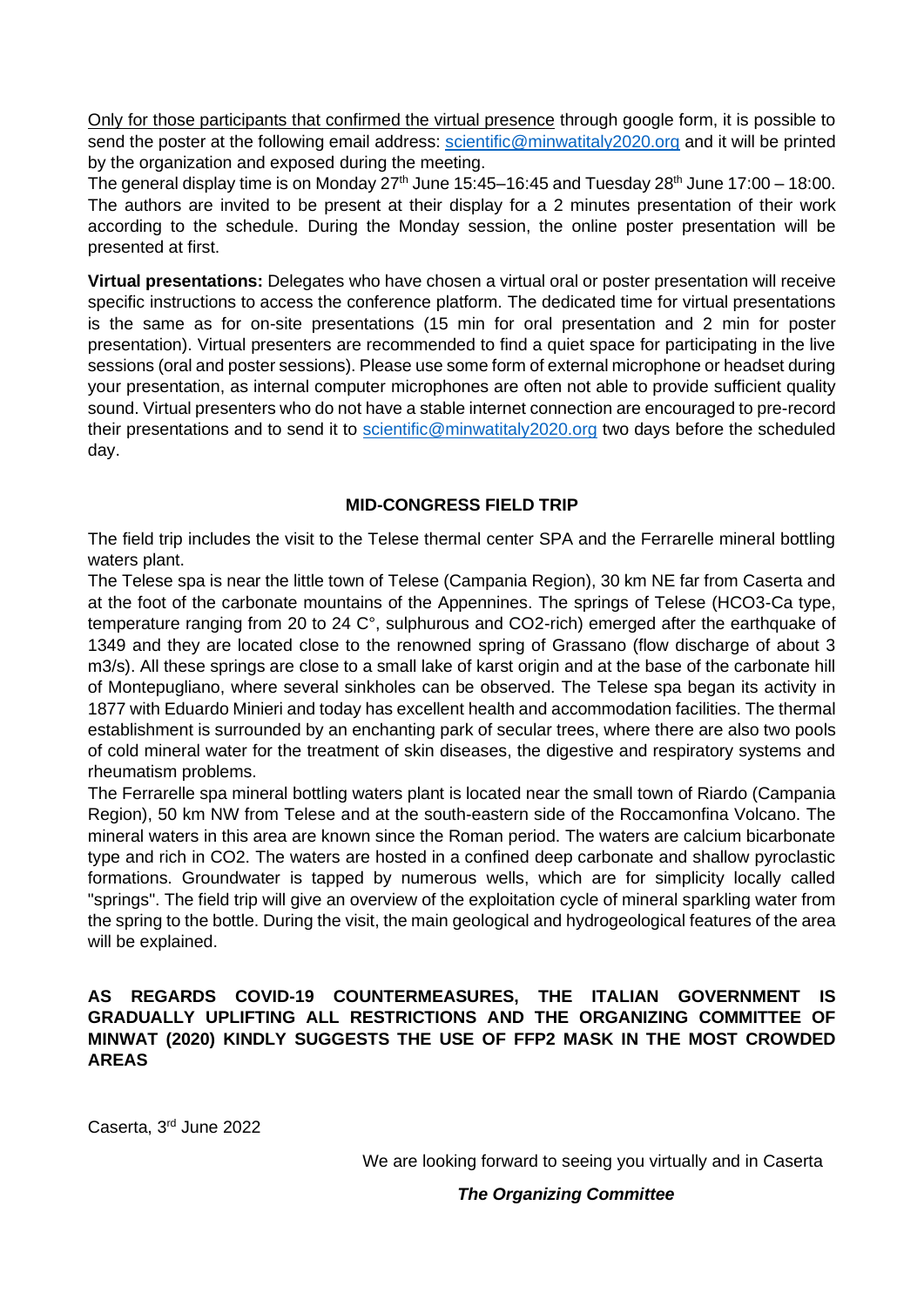Only for those participants that confirmed the virtual presence through google form, it is possible to send the poster at the following email address: scientific@minwatitaly2020.org and it will be printed by the organization and exposed during the meeting.
The general display time is on Monday 27th June 15:45–16:45 and Tuesday 28th June 17:00 – 18:00. The authors are invited to be present at their display for a 2 minutes presentation of their work according to the schedule. During the Monday session, the online poster presentation will be presented at first.

**Virtual presentations:** Delegates who have chosen a virtual oral or poster presentation will receive specific instructions to access the conference platform. The dedicated time for virtual presentations is the same as for on-site presentations (15 min for oral presentation and 2 min for poster presentation). Virtual presenters are recommended to find a quiet space for participating in the live sessions (oral and poster sessions). Please use some form of external microphone or headset during your presentation, as internal computer microphones are often not able to provide sufficient quality sound. Virtual presenters who do not have a stable internet connection are encouraged to pre-record their presentations and to send it to scientific@minwatitaly2020.org two days before the scheduled day.

## MID-CONGRESS FIELD TRIP

The field trip includes the visit to the Telese thermal center SPA and the Ferrarelle mineral bottling waters plant.
The Telese spa is near the little town of Telese (Campania Region), 30 km NE far from Caserta and at the foot of the carbonate mountains of the Appennines. The springs of Telese ($HCO_3$-Ca type, temperature ranging from 20 to 24 C°, sulphurous and $CO_2$-rich) emerged after the earthquake of 1349 and they are located close to the renowned spring of Grassano (flow discharge of about 3 $m^3/s$). All these springs are close to a small lake of karst origin and at the base of the carbonate hill of Montepugliano, where several sinkholes can be observed. The Telese spa began its activity in 1877 with Eduardo Minieri and today has excellent health and accommodation facilities. The thermal establishment is surrounded by an enchanting park of secular trees, where there are also two pools of cold mineral water for the treatment of skin diseases, the digestive and respiratory systems and rheumatism problems.
The Ferrarelle spa mineral bottling waters plant is located near the small town of Riardo (Campania Region), 50 km NW from Telese and at the south-eastern side of the Roccamonfina Volcano. The mineral waters in this area are known since the Roman period. The waters are calcium bicarbonate type and rich in $CO_2$. The waters are hosted in a confined deep carbonate and shallow pyroclastic formations. Groundwater is tapped by numerous wells, which are for simplicity locally called "springs". The field trip will give an overview of the exploitation cycle of mineral sparkling water from the spring to the bottle. During the visit, the main geological and hydrogeological features of the area will be explained.

**AS REGARDS COVID-19 COUNTERMEASURES, THE ITALIAN GOVERNMENT IS GRADUALLY UPLIFTING ALL RESTRICTIONS AND THE ORGANIZING COMMITTEE OF MINWAT (2020) KINDLY SUGGESTS THE USE OF FFP2 MASK IN THE MOST CROWDED AREAS**

Caserta, 3rd June 2022

We are looking forward to seeing you virtually and in Caserta

***The Organizing Committee***